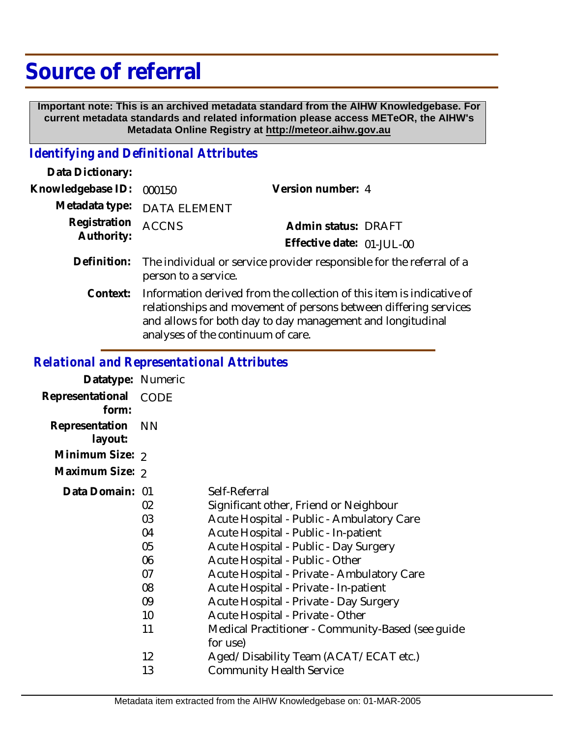# Source of referral

**Important note: This is an archived metadata standard from the AIHW Knowledgebase. For current metadata standards and related information please access METeOR, the AIHW's Metadata Online Registry at http://meteor.aihw.gov.au**

## *Identifying and Definitional Attributes*

**Data Dictionary:**

**Knowledgebase ID:** 000150 **Version number:** 4

**Metadata type:** DATA ELEMENT

**Registration Authority:** ACCNS **Admin status:** DRAFT

**Effective date:** 01-JUL-00

**Definition:** The individual or service provider responsible for the referral of a person to a service.

**Context:** Information derived from the collection of this item is indicative of relationships and movement of persons between differing services and allows for both day to day management and longitudinal analyses of the continuum of care.

## *Relational and Representational Attributes*

**Datatype:** Numeric

**Representational form:** CODE

**Representation layout:** NN

**Minimum Size:** 2

**Maximum Size:** 2

**Data Domain:**

| Code | Description |
|---|---|
| 01 | Self-Referral |
| 02 | Significant other, Friend or Neighbour |
| 03 | Acute Hospital - Public - Ambulatory Care |
| 04 | Acute Hospital - Public - In-patient |
| 05 | Acute Hospital - Public - Day Surgery |
| 06 | Acute Hospital - Public - Other |
| 07 | Acute Hospital - Private - Ambulatory Care |
| 08 | Acute Hospital - Private - In-patient |
| 09 | Acute Hospital - Private - Day Surgery |
| 10 | Acute Hospital - Private - Other |
| 11 | Medical Practitioner - Community-Based (see guide for use) |
| 12 | Aged/Disability Team (ACAT/ECAT etc.) |
| 13 | Community Health Service |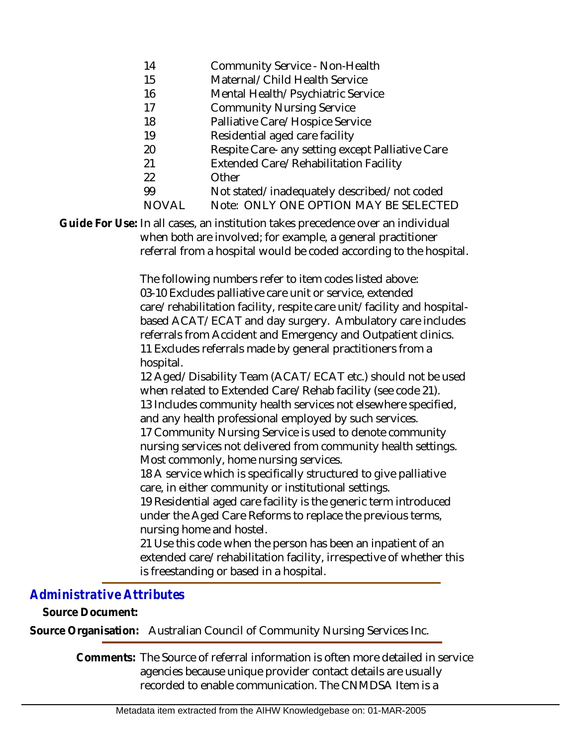| | |
|---|---|
| 14 | Community Service - Non-Health |
| 15 | Maternal/Child Health Service |
| 16 | Mental Health/Psychiatric Service |
| 17 | Community Nursing Service |
| 18 | Palliative Care/Hospice Service |
| 19 | Residential aged care facility |
| 20 | Respite Care- any setting except Palliative Care |
| 21 | Extended Care/Rehabilitation Facility |
| 22 | Other |
| 99 | Not stated/inadequately described/not coded |
| NOVAL | Note: ONLY ONE OPTION MAY BE SELECTED |

**Guide For Use:** In all cases, an institution takes precedence over an individual when both are involved; for example, a general practitioner referral from a hospital would be coded according to the hospital.

The following numbers refer to item codes listed above:
03-10 Excludes palliative care unit or service, extended care/rehabilitation facility, respite care unit/facility and hospital-based ACAT/ECAT and day surgery. Ambulatory care includes referrals from Accident and Emergency and Outpatient clinics.
11 Excludes referrals made by general practitioners from a hospital.
12 Aged/Disability Team (ACAT/ECAT etc.) should not be used when related to Extended Care/Rehab facility (see code 21).
13 Includes community health services not elsewhere specified, and any health professional employed by such services.
17 Community Nursing Service is used to denote community nursing services not delivered from community health settings. Most commonly, home nursing services.
18 A service which is specifically structured to give palliative care, in either community or institutional settings.
19 Residential aged care facility is the generic term introduced under the Aged Care Reforms to replace the previous terms, nursing home and hostel.
21 Use this code when the person has been an inpatient of an extended care/rehabilitation facility, irrespective of whether this is freestanding or based in a hospital.

## *Administrative Attributes*

**Source Document:**

**Source Organisation:** Australian Council of Community Nursing Services Inc.

**Comments:** The Source of referral information is often more detailed in service agencies because unique provider contact details are usually recorded to enable communication. The CNMDSA Item is a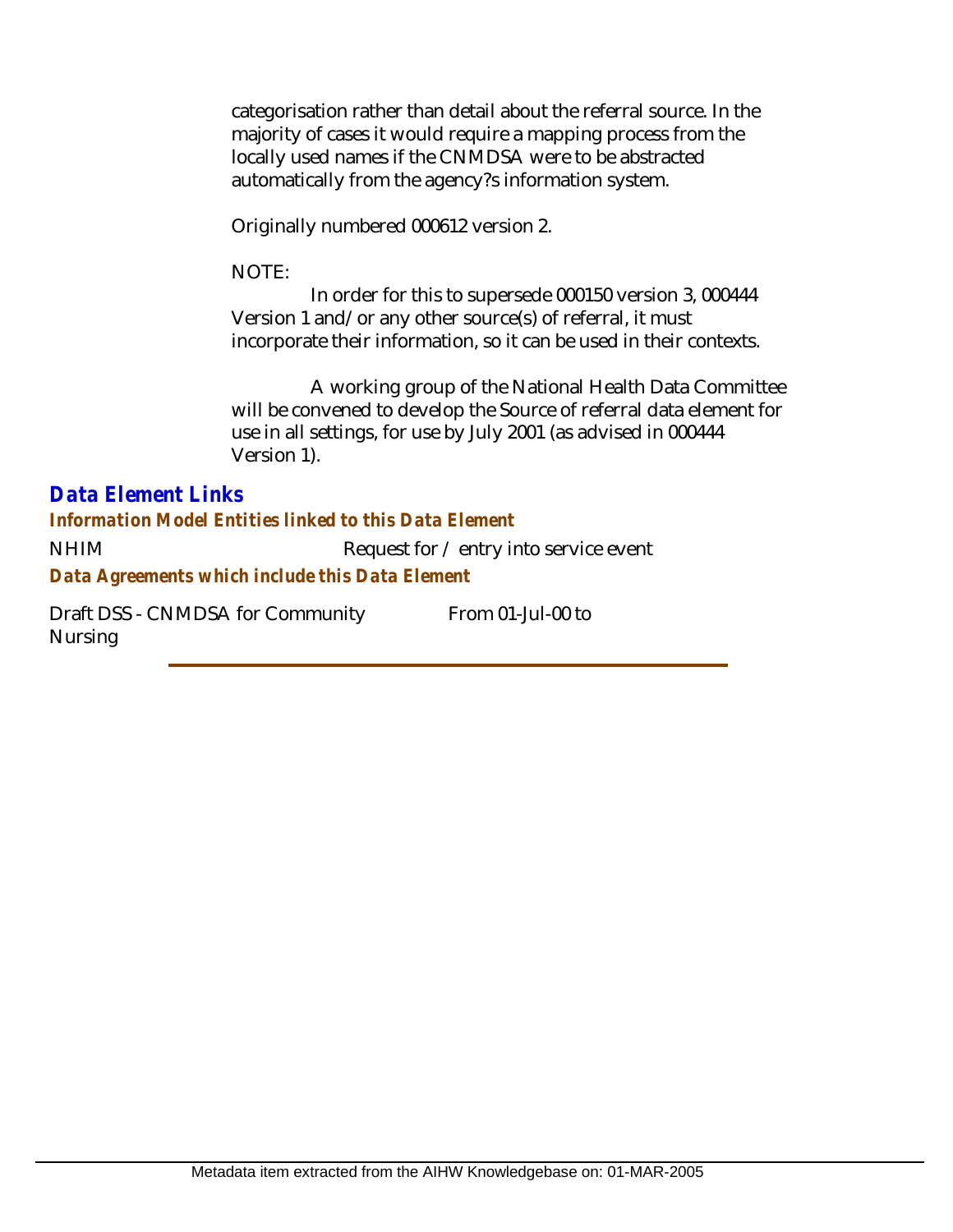categorisation rather than detail about the referral source. In the majority of cases it would require a mapping process from the locally used names if the CNMDSA were to be abstracted automatically from the agency?s information system.

Originally numbered 000612 version 2.

NOTE:

In order for this to supersede 000150 version 3, 000444 Version 1 and/or any other source(s) of referral, it must incorporate their information, so it can be used in their contexts.

A working group of the National Health Data Committee will be convened to develop the Source of referral data element for use in all settings, for use by July 2001 (as advised in 000444 Version 1).

## Data Element Links

### Information Model Entities linked to this Data Element

| | |
|---|---|
| NHIM | Request for / entry into service event |

### Data Agreements which include this Data Element

| | |
|---|---|
| Draft DSS - CNMDSA for Community Nursing | From 01-Jul-00 to |

Metadata item extracted from the AIHW Knowledgebase on: 01-MAR-2005